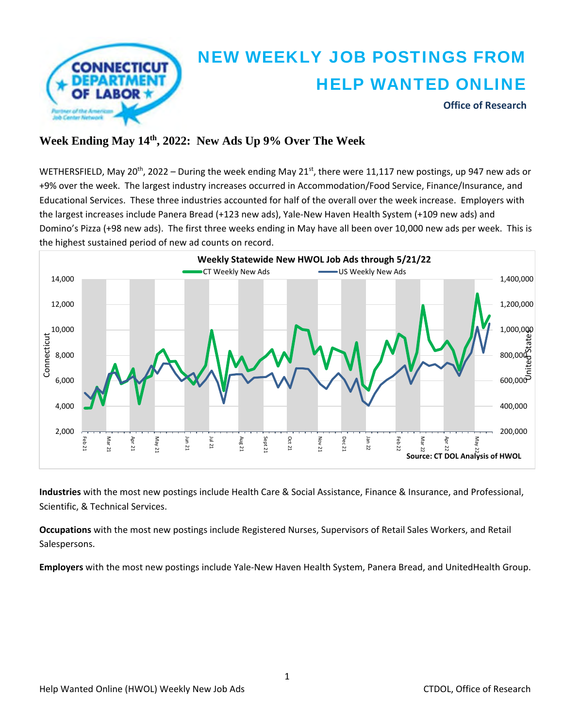# NEW WEEKLY JOB POSTINGS FROM HELP WANTED ONLINE

**Office of Research**

## Week Ending May 14th, 2022: New Ads Up 9% Over The Week

WETHERSFIELD, May 20th, 2022 – During the week ending May 21st, there were 11,117 new postings, up 947 new ads or +9% over the week. The largest industry increases occurred in Accommodation/Food Service, Finance/Insurance, and Educational Services. These three industries accounted for half of the overall over the week increase. Employers with the largest increases include Panera Bread (+123 new ads), Yale-New Haven Health System (+109 new ads) and Domino's Pizza (+98 new ads). The first three weeks ending in May have all been over 10,000 new ads per week. This is the highest sustained period of new ad counts on record.

**Weekly Statewide New HWOL Job Ads through 5/21/22**

Source: CT DOL Analysis of HWOL

**Industries** with the most new postings include Health Care & Social Assistance, Finance & Insurance, and Professional, Scientific, & Technical Services.

**Occupations** with the most new postings include Registered Nurses, Supervisors of Retail Sales Workers, and Retail Salespersons.

**Employers** with the most new postings include Yale-New Haven Health System, Panera Bread, and UnitedHealth Group.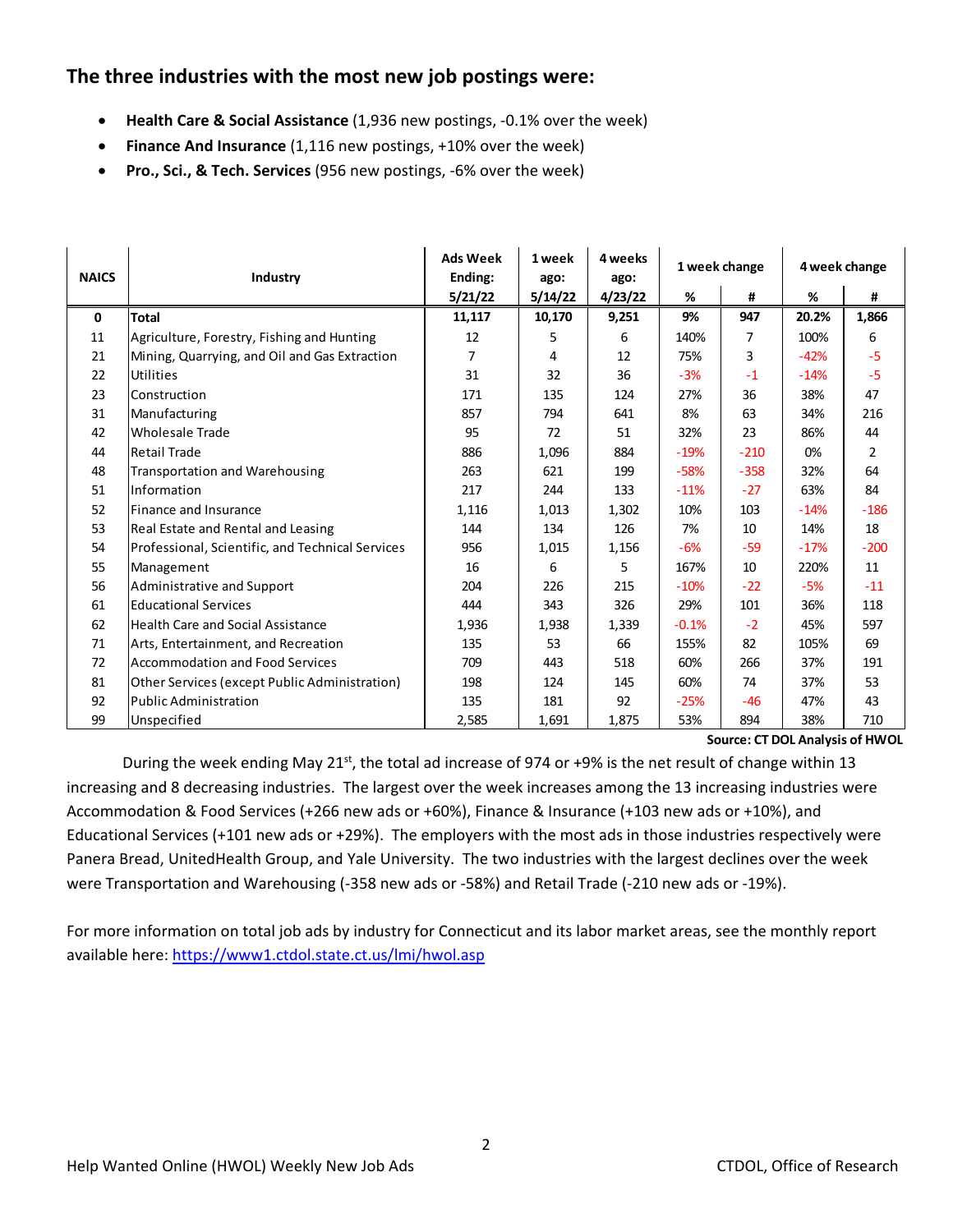## The three industries with the most new job postings were:

- **Health Care & Social Assistance** (1,936 new postings, -0.1% over the week)
- **Finance And Insurance** (1,116 new postings, +10% over the week)
- **Pro., Sci., & Tech. Services** (956 new postings, -6% over the week)

| NAICS | Industry | Ads Week Ending: 5/21/22 | 1 week ago: 5/14/22 | 4 weeks ago: 4/23/22 | 1 week change | | 4 week change | |
|---|---|---|---|---|---|---|---|---|
| | | | | | % | # | % | # |
| **0** | **Total** | **11,117** | **10,170** | **9,251** | **9%** | **947** | **20.2%** | **1,866** |
| 11 | Agriculture, Forestry, Fishing and Hunting | 12 | 5 | 6 | 140% | 7 | 100% | 6 |
| 21 | Mining, Quarrying, and Oil and Gas Extraction | 7 | 4 | 12 | 75% | 3 | -42% | -5 |
| 22 | Utilities | 31 | 32 | 36 | -3% | -1 | -14% | -5 |
| 23 | Construction | 171 | 135 | 124 | 27% | 36 | 38% | 47 |
| 31 | Manufacturing | 857 | 794 | 641 | 8% | 63 | 34% | 216 |
| 42 | Wholesale Trade | 95 | 72 | 51 | 32% | 23 | 86% | 44 |
| 44 | Retail Trade | 886 | 1,096 | 884 | -19% | -210 | 0% | 2 |
| 48 | Transportation and Warehousing | 263 | 621 | 199 | -58% | -358 | 32% | 64 |
| 51 | Information | 217 | 244 | 133 | -11% | -27 | 63% | 84 |
| 52 | Finance and Insurance | 1,116 | 1,013 | 1,302 | 10% | 103 | -14% | -186 |
| 53 | Real Estate and Rental and Leasing | 144 | 134 | 126 | 7% | 10 | 14% | 18 |
| 54 | Professional, Scientific, and Technical Services | 956 | 1,015 | 1,156 | -6% | -59 | -17% | -200 |
| 55 | Management | 16 | 6 | 5 | 167% | 10 | 220% | 11 |
| 56 | Administrative and Support | 204 | 226 | 215 | -10% | -22 | -5% | -11 |
| 61 | Educational Services | 444 | 343 | 326 | 29% | 101 | 36% | 118 |
| 62 | Health Care and Social Assistance | 1,936 | 1,938 | 1,339 | -0.1% | -2 | 45% | 597 |
| 71 | Arts, Entertainment, and Recreation | 135 | 53 | 66 | 155% | 82 | 105% | 69 |
| 72 | Accommodation and Food Services | 709 | 443 | 518 | 60% | 266 | 37% | 191 |
| 81 | Other Services (except Public Administration) | 198 | 124 | 145 | 60% | 74 | 37% | 53 |
| 92 | Public Administration | 135 | 181 | 92 | -25% | -46 | 47% | 43 |
| 99 | Unspecified | 2,585 | 1,691 | 1,875 | 53% | 894 | 38% | 710 |

**Source: CT DOL Analysis of HWOL**

During the week ending May 21st, the total ad increase of 974 or +9% is the net result of change within 13 increasing and 8 decreasing industries. The largest over the week increases among the 13 increasing industries were Accommodation & Food Services (+266 new ads or +60%), Finance & Insurance (+103 new ads or +10%), and Educational Services (+101 new ads or +29%). The employers with the most ads in those industries respectively were Panera Bread, UnitedHealth Group, and Yale University. The two industries with the largest declines over the week were Transportation and Warehousing (-358 new ads or -58%) and Retail Trade (-210 new ads or -19%).

For more information on total job ads by industry for Connecticut and its labor market areas, see the monthly report available here: [https://www1.ctdol.state.ct.us/lmi/hwol.asp](https://www1.ctdol.state.ct.us/lmi/hwol.asp)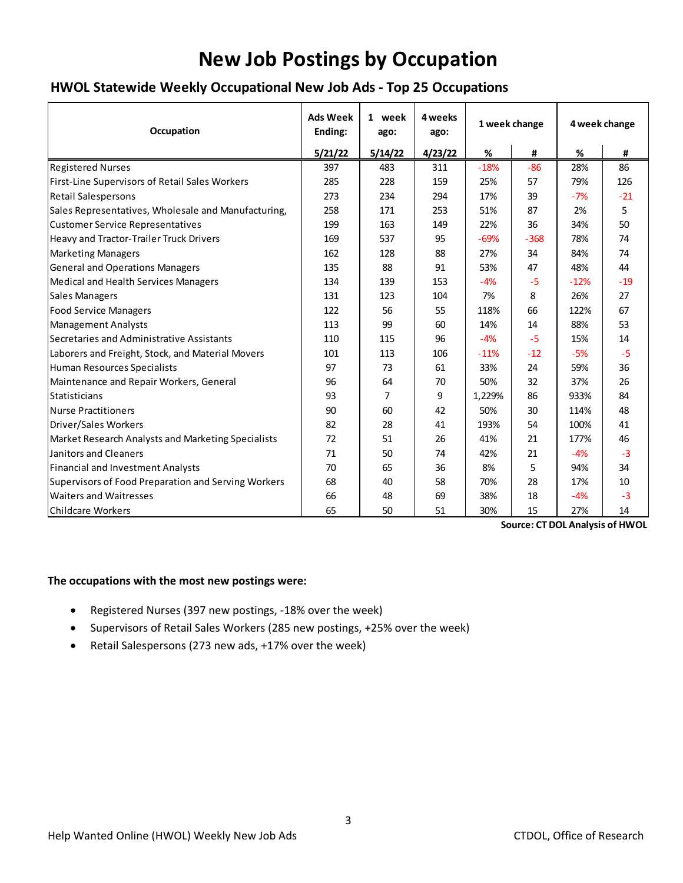# New Job Postings by Occupation

## HWOL Statewide Weekly Occupational New Job Ads - Top 25 Occupations

| Occupation | Ads Week Ending: | 1 week ago: | 4 weeks ago: | 1 week change | | 4 week change | |
|---|---|---|---|---|---|---|---|
| | 5/21/22 | 5/14/22 | 4/23/22 | % | # | % | # |
| Registered Nurses | 397 | 483 | 311 | -18% | -86 | 28% | 86 |
| First-Line Supervisors of Retail Sales Workers | 285 | 228 | 159 | 25% | 57 | 79% | 126 |
| Retail Salespersons | 273 | 234 | 294 | 17% | 39 | -7% | -21 |
| Sales Representatives, Wholesale and Manufacturing, | 258 | 171 | 253 | 51% | 87 | 2% | 5 |
| Customer Service Representatives | 199 | 163 | 149 | 22% | 36 | 34% | 50 |
| Heavy and Tractor-Trailer Truck Drivers | 169 | 537 | 95 | -69% | -368 | 78% | 74 |
| Marketing Managers | 162 | 128 | 88 | 27% | 34 | 84% | 74 |
| General and Operations Managers | 135 | 88 | 91 | 53% | 47 | 48% | 44 |
| Medical and Health Services Managers | 134 | 139 | 153 | -4% | -5 | -12% | -19 |
| Sales Managers | 131 | 123 | 104 | 7% | 8 | 26% | 27 |
| Food Service Managers | 122 | 56 | 55 | 118% | 66 | 122% | 67 |
| Management Analysts | 113 | 99 | 60 | 14% | 14 | 88% | 53 |
| Secretaries and Administrative Assistants | 110 | 115 | 96 | -4% | -5 | 15% | 14 |
| Laborers and Freight, Stock, and Material Movers | 101 | 113 | 106 | -11% | -12 | -5% | -5 |
| Human Resources Specialists | 97 | 73 | 61 | 33% | 24 | 59% | 36 |
| Maintenance and Repair Workers, General | 96 | 64 | 70 | 50% | 32 | 37% | 26 |
| Statisticians | 93 | 7 | 9 | 1,229% | 86 | 933% | 84 |
| Nurse Practitioners | 90 | 60 | 42 | 50% | 30 | 114% | 48 |
| Driver/Sales Workers | 82 | 28 | 41 | 193% | 54 | 100% | 41 |
| Market Research Analysts and Marketing Specialists | 72 | 51 | 26 | 41% | 21 | 177% | 46 |
| Janitors and Cleaners | 71 | 50 | 74 | 42% | 21 | -4% | -3 |
| Financial and Investment Analysts | 70 | 65 | 36 | 8% | 5 | 94% | 34 |
| Supervisors of Food Preparation and Serving Workers | 68 | 40 | 58 | 70% | 28 | 17% | 10 |
| Waiters and Waitresses | 66 | 48 | 69 | 38% | 18 | -4% | -3 |
| Childcare Workers | 65 | 50 | 51 | 30% | 15 | 27% | 14 |

**Source: CT DOL Analysis of HWOL**

**The occupations with the most new postings were:**

- Registered Nurses (397 new postings, -18% over the week)
- Supervisors of Retail Sales Workers (285 new postings, +25% over the week)
- Retail Salespersons (273 new ads, +17% over the week)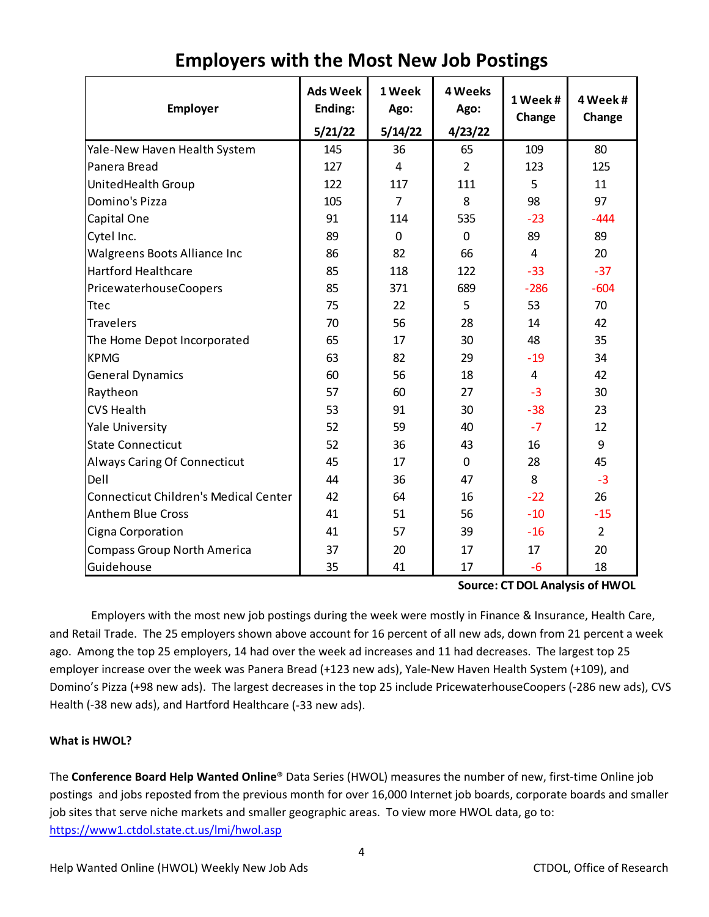# Employers with the Most New Job Postings

| Employer | Ads Week Ending: 5/21/22 | 1 Week Ago: 5/14/22 | 4 Weeks Ago: 4/23/22 | 1 Week # Change | 4 Week # Change |
|---|---|---|---|---|---|
| Yale-New Haven Health System | 145 | 36 | 65 | 109 | 80 |
| Panera Bread | 127 | 4 | 2 | 123 | 125 |
| UnitedHealth Group | 122 | 117 | 111 | 5 | 11 |
| Domino's Pizza | 105 | 7 | 8 | 98 | 97 |
| Capital One | 91 | 114 | 535 | -23 | -444 |
| Cytel Inc. | 89 | 0 | 0 | 89 | 89 |
| Walgreens Boots Alliance Inc | 86 | 82 | 66 | 4 | 20 |
| Hartford Healthcare | 85 | 118 | 122 | -33 | -37 |
| PricewaterhouseCoopers | 85 | 371 | 689 | -286 | -604 |
| Ttec | 75 | 22 | 5 | 53 | 70 |
| Travelers | 70 | 56 | 28 | 14 | 42 |
| The Home Depot Incorporated | 65 | 17 | 30 | 48 | 35 |
| KPMG | 63 | 82 | 29 | -19 | 34 |
| General Dynamics | 60 | 56 | 18 | 4 | 42 |
| Raytheon | 57 | 60 | 27 | -3 | 30 |
| CVS Health | 53 | 91 | 30 | -38 | 23 |
| Yale University | 52 | 59 | 40 | -7 | 12 |
| State Connecticut | 52 | 36 | 43 | 16 | 9 |
| Always Caring Of Connecticut | 45 | 17 | 0 | 28 | 45 |
| Dell | 44 | 36 | 47 | 8 | -3 |
| Connecticut Children's Medical Center | 42 | 64 | 16 | -22 | 26 |
| Anthem Blue Cross | 41 | 51 | 56 | -10 | -15 |
| Cigna Corporation | 41 | 57 | 39 | -16 | 2 |
| Compass Group North America | 37 | 20 | 17 | 17 | 20 |
| Guidehouse | 35 | 41 | 17 | -6 | 18 |

**Source: CT DOL Analysis of HWOL**

Employers with the most new job postings during the week were mostly in Finance & Insurance, Health Care, and Retail Trade. The 25 employers shown above account for 16 percent of all new ads, down from 21 percent a week ago. Among the top 25 employers, 14 had over the week ad increases and 11 had decreases. The largest top 25 employer increase over the week was Panera Bread (+123 new ads), Yale-New Haven Health System (+109), and Domino's Pizza (+98 new ads). The largest decreases in the top 25 include PricewaterhouseCoopers (-286 new ads), CVS Health (-38 new ads), and Hartford Healthcare (-33 new ads).

**What is HWOL?**

The **Conference Board Help Wanted Online**® Data Series (HWOL) measures the number of new, first-time Online job postings and jobs reposted from the previous month for over 16,000 Internet job boards, corporate boards and smaller job sites that serve niche markets and smaller geographic areas. To view more HWOL data, go to: https://www1.ctdol.state.ct.us/lmi/hwol.asp